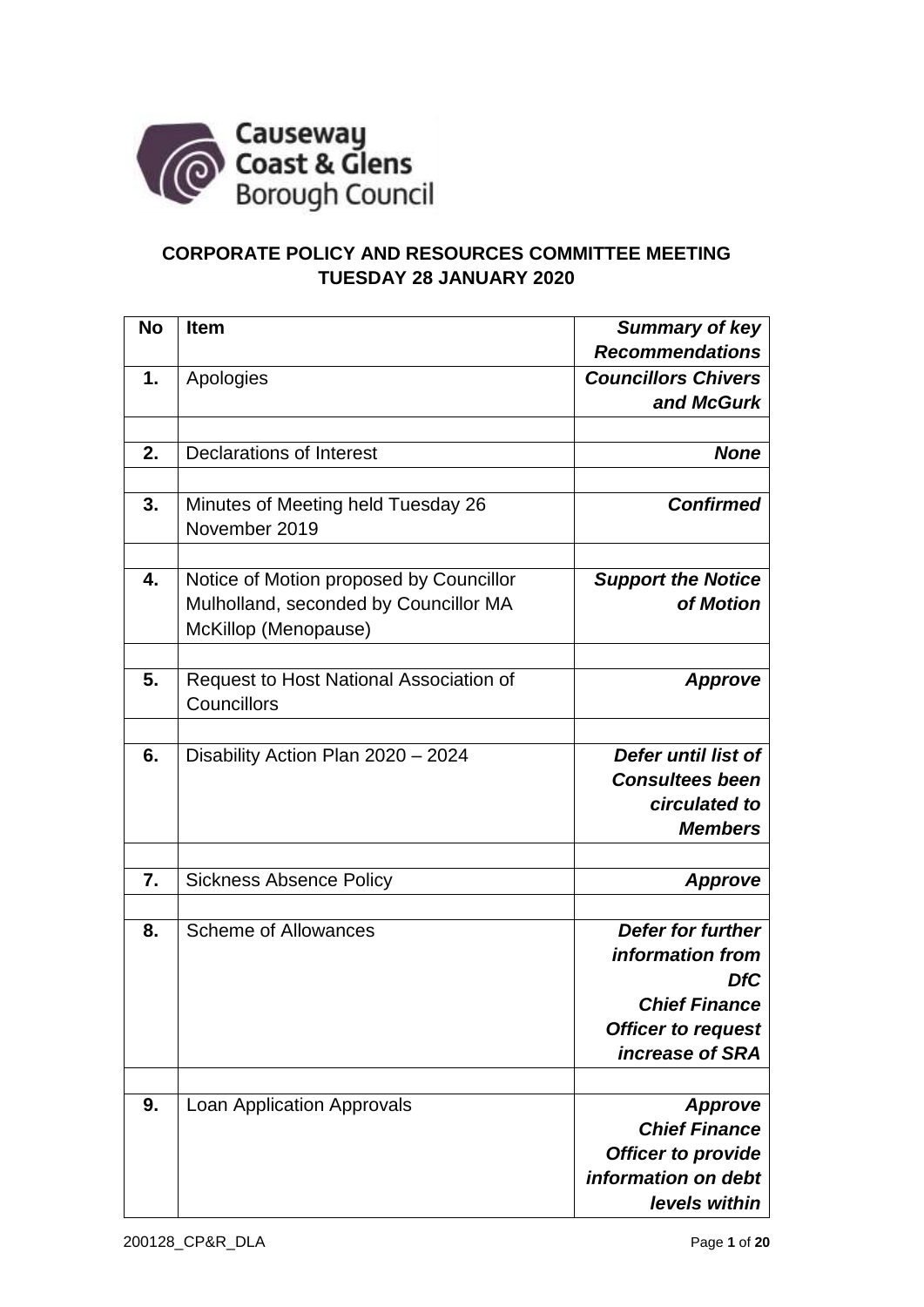Causeway Coast & Glens Borough Council

## CORPORATE POLICY AND RESOURCES COMMITTEE MEETING TUESDAY 28 JANUARY 2020

| No | Item | *Summary of key Recommendations* |
|---|---|---|
| **1.** | Apologies | ***Councillors Chivers and McGurk*** |
| | | |
| **2.** | Declarations of Interest | ***None*** |
| | | |
| **3.** | Minutes of Meeting held Tuesday 26 November 2019 | ***Confirmed*** |
| | | |
| **4.** | Notice of Motion proposed by Councillor Mulholland, seconded by Councillor MA McKillop (Menopause) | ***Support the Notice of Motion*** |
| | | |
| **5.** | Request to Host National Association of Councillors | ***Approve*** |
| | | |
| **6.** | Disability Action Plan 2020 – 2024 | ***Defer until list of Consultees been circulated to Members*** |
| | | |
| **7.** | Sickness Absence Policy | ***Approve*** |
| | | |
| **8.** | Scheme of Allowances | ***Defer for further information from DfC*** <br> ***Chief Finance Officer to request increase of SRA*** |
| | | |
| **9.** | Loan Application Approvals | ***Approve*** <br> ***Chief Finance Officer to provide information on debt levels within*** |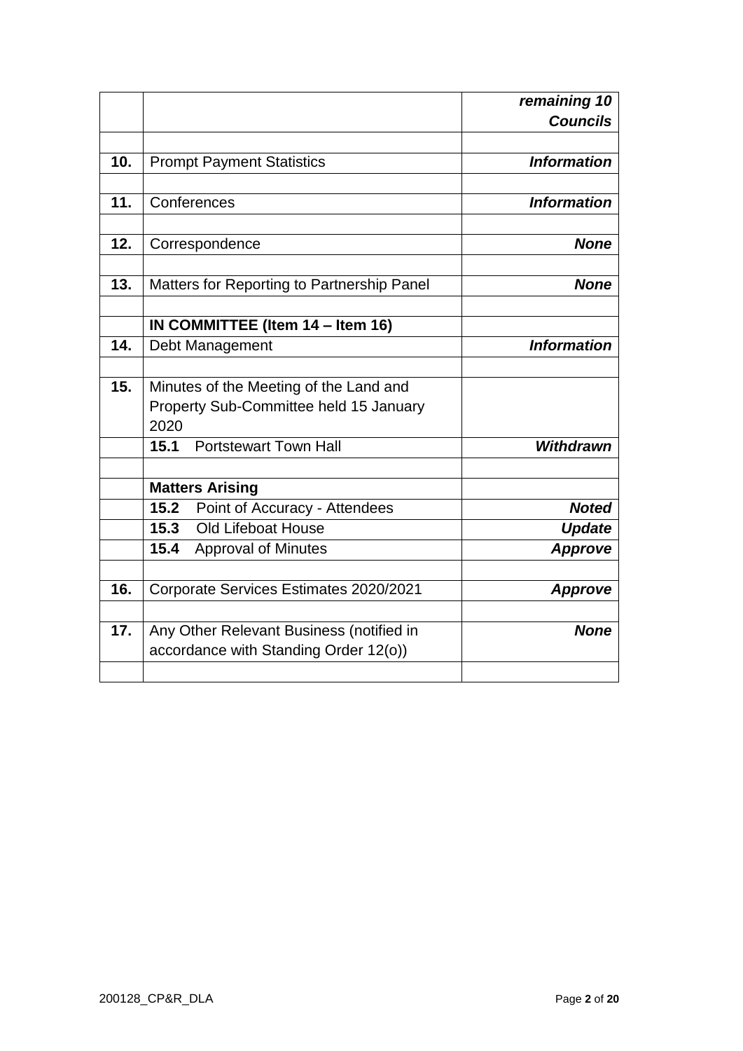| | | |
|---|---|---|
| | | ***remaining 10 Councils*** |
| | | |
| **10.** | Prompt Payment Statistics | ***Information*** |
| | | |
| **11.** | Conferences | ***Information*** |
| | | |
| **12.** | Correspondence | ***None*** |
| | | |
| **13.** | Matters for Reporting to Partnership Panel | ***None*** |
| | | |
| | **IN COMMITTEE (Item 14 – Item 16)** | |
| **14.** | Debt Management | ***Information*** |
| | | |
| **15.** | Minutes of the Meeting of the Land and Property Sub-Committee held 15 January 2020 | |
| | **15.1** Portstewart Town Hall | ***Withdrawn*** |
| | | |
| | **Matters Arising** | |
| | **15.2** Point of Accuracy - Attendees | ***Noted*** |
| | **15.3** Old Lifeboat House | ***Update*** |
| | **15.4** Approval of Minutes | ***Approve*** |
| | | |
| **16.** | Corporate Services Estimates 2020/2021 | ***Approve*** |
| | | |
| **17.** | Any Other Relevant Business (notified in accordance with Standing Order 12(o)) | ***None*** |
| | | |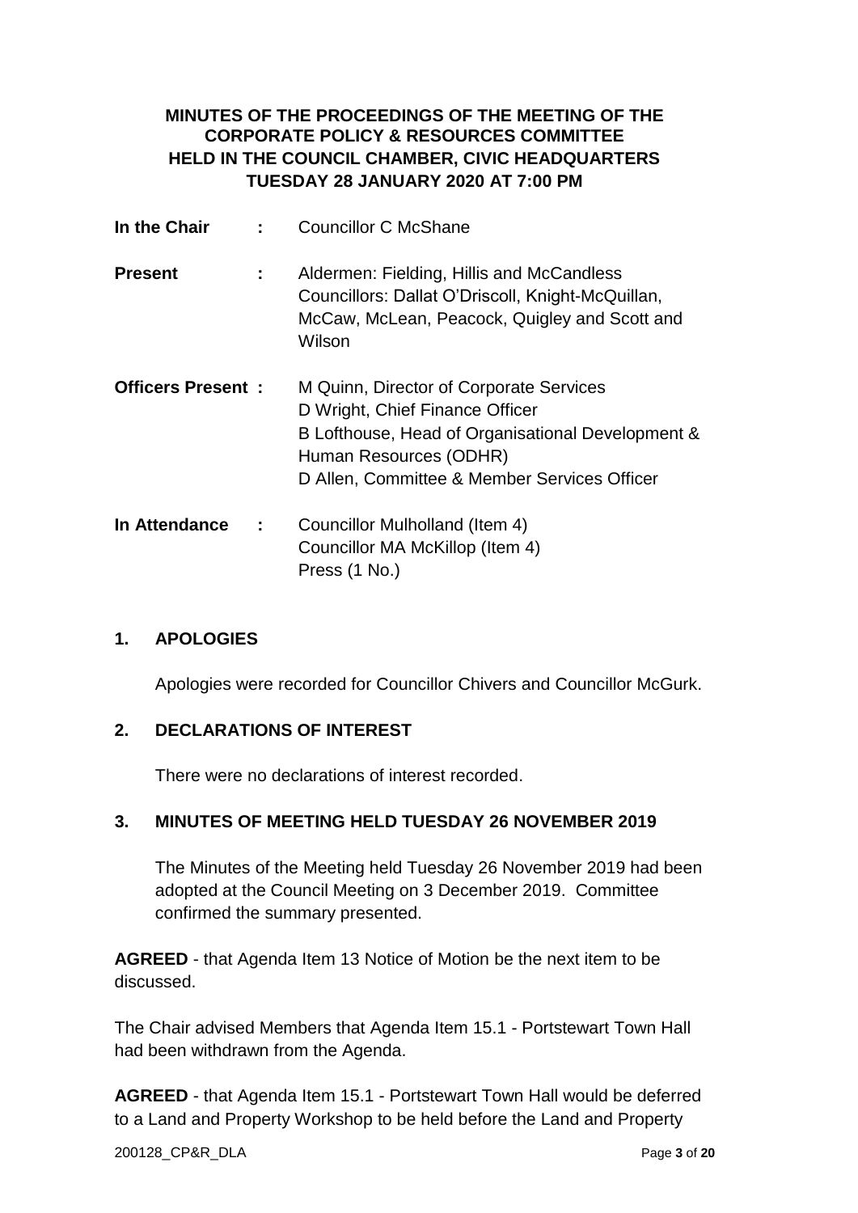**MINUTES OF THE PROCEEDINGS OF THE MEETING OF THE CORPORATE POLICY & RESOURCES COMMITTEE HELD IN THE COUNCIL CHAMBER, CIVIC HEADQUARTERS TUESDAY 28 JANUARY 2020 AT 7:00 PM**

| | | |
|---|---|---|
| **In the Chair** | **:** | Councillor C McShane |
| **Present** | **:** | Aldermen: Fielding, Hillis and McCandless<br>Councillors: Dallat O'Driscoll, Knight-McQuillan, McCaw, McLean, Peacock, Quigley and Scott and Wilson |
| **Officers Present** | **:** | M Quinn, Director of Corporate Services<br>D Wright, Chief Finance Officer<br>B Lofthouse, Head of Organisational Development & Human Resources (ODHR)<br>D Allen, Committee & Member Services Officer |
| **In Attendance** | **:** | Councillor Mulholland (Item 4)<br>Councillor MA McKillop (Item 4)<br>Press (1 No.) |

## 1. APOLOGIES

Apologies were recorded for Councillor Chivers and Councillor McGurk.

## 2. DECLARATIONS OF INTEREST

There were no declarations of interest recorded.

## 3. MINUTES OF MEETING HELD TUESDAY 26 NOVEMBER 2019

The Minutes of the Meeting held Tuesday 26 November 2019 had been adopted at the Council Meeting on 3 December 2019. Committee confirmed the summary presented.

**AGREED** - that Agenda Item 13 Notice of Motion be the next item to be discussed.

The Chair advised Members that Agenda Item 15.1 - Portstewart Town Hall had been withdrawn from the Agenda.

**AGREED** - that Agenda Item 15.1 - Portstewart Town Hall would be deferred to a Land and Property Workshop to be held before the Land and Property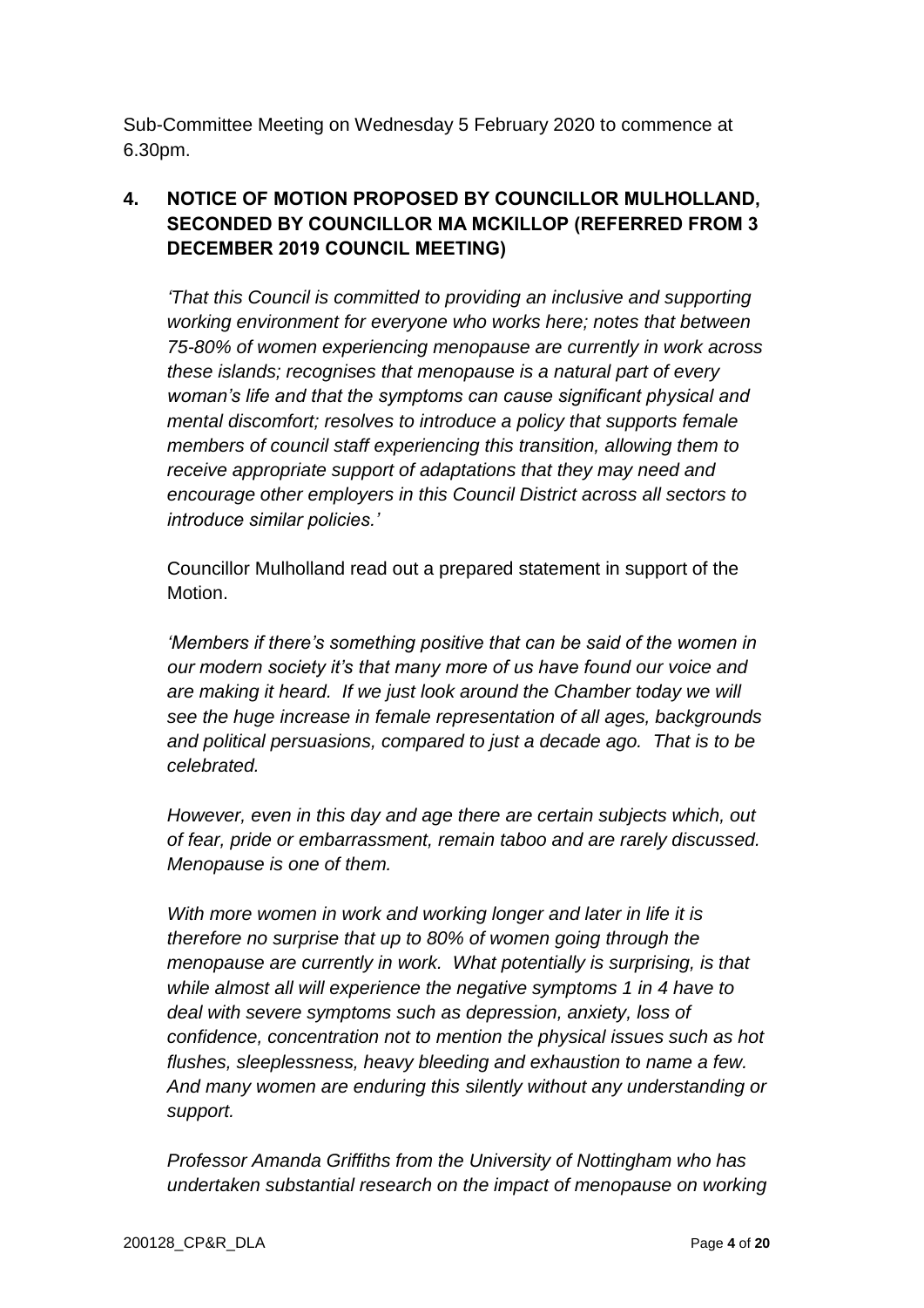Sub-Committee Meeting on Wednesday 5 February 2020 to commence at 6.30pm.

## 4. NOTICE OF MOTION PROPOSED BY COUNCILLOR MULHOLLAND, SECONDED BY COUNCILLOR MA MCKILLOP (REFERRED FROM 3 DECEMBER 2019 COUNCIL MEETING)

*'That this Council is committed to providing an inclusive and supporting working environment for everyone who works here; notes that between 75-80% of women experiencing menopause are currently in work across these islands; recognises that menopause is a natural part of every woman's life and that the symptoms can cause significant physical and mental discomfort; resolves to introduce a policy that supports female members of council staff experiencing this transition, allowing them to receive appropriate support of adaptations that they may need and encourage other employers in this Council District across all sectors to introduce similar policies.'*

Councillor Mulholland read out a prepared statement in support of the Motion.

*'Members if there's something positive that can be said of the women in our modern society it's that many more of us have found our voice and are making it heard. If we just look around the Chamber today we will see the huge increase in female representation of all ages, backgrounds and political persuasions, compared to just a decade ago. That is to be celebrated.*

*However, even in this day and age there are certain subjects which, out of fear, pride or embarrassment, remain taboo and are rarely discussed. Menopause is one of them.*

*With more women in work and working longer and later in life it is therefore no surprise that up to 80% of women going through the menopause are currently in work. What potentially is surprising, is that while almost all will experience the negative symptoms 1 in 4 have to deal with severe symptoms such as depression, anxiety, loss of confidence, concentration not to mention the physical issues such as hot flushes, sleeplessness, heavy bleeding and exhaustion to name a few. And many women are enduring this silently without any understanding or support.*

*Professor Amanda Griffiths from the University of Nottingham who has undertaken substantial research on the impact of menopause on working*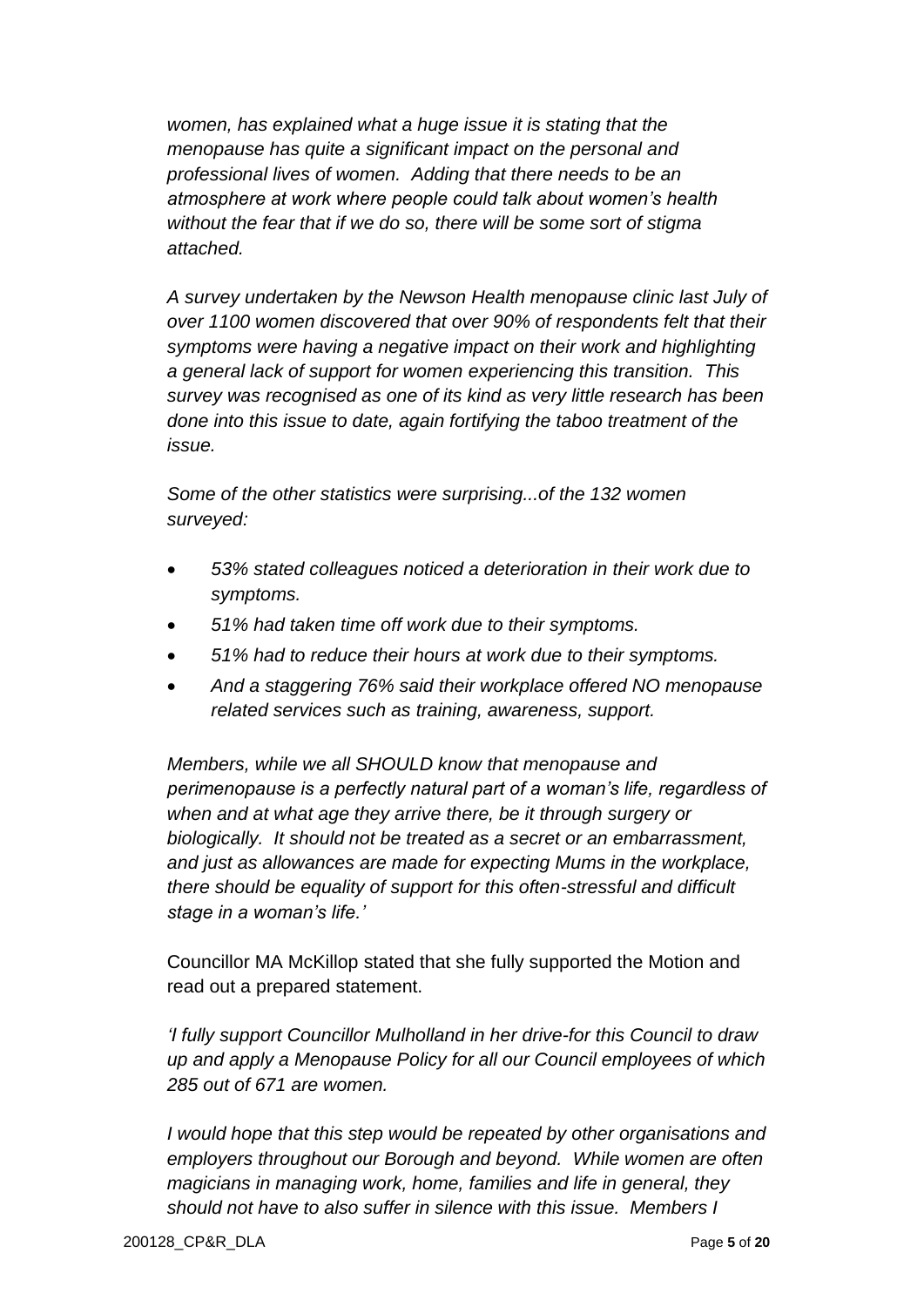*women, has explained what a huge issue it is stating that the menopause has quite a significant impact on the personal and professional lives of women. Adding that there needs to be an atmosphere at work where people could talk about women's health without the fear that if we do so, there will be some sort of stigma attached.*

*A survey undertaken by the Newson Health menopause clinic last July of over 1100 women discovered that over 90% of respondents felt that their symptoms were having a negative impact on their work and highlighting a general lack of support for women experiencing this transition. This survey was recognised as one of its kind as very little research has been done into this issue to date, again fortifying the taboo treatment of the issue.*

*Some of the other statistics were surprising...of the 132 women surveyed:*

- *53% stated colleagues noticed a deterioration in their work due to symptoms.*
- *51% had taken time off work due to their symptoms.*
- *51% had to reduce their hours at work due to their symptoms.*
- *And a staggering 76% said their workplace offered NO menopause related services such as training, awareness, support.*

*Members, while we all SHOULD know that menopause and perimenopause is a perfectly natural part of a woman's life, regardless of when and at what age they arrive there, be it through surgery or biologically. It should not be treated as a secret or an embarrassment, and just as allowances are made for expecting Mums in the workplace, there should be equality of support for this often-stressful and difficult stage in a woman's life.'*

Councillor MA McKillop stated that she fully supported the Motion and read out a prepared statement.

*'I fully support Councillor Mulholland in her drive-for this Council to draw up and apply a Menopause Policy for all our Council employees of which 285 out of 671 are women.*

*I would hope that this step would be repeated by other organisations and employers throughout our Borough and beyond. While women are often magicians in managing work, home, families and life in general, they should not have to also suffer in silence with this issue. Members I*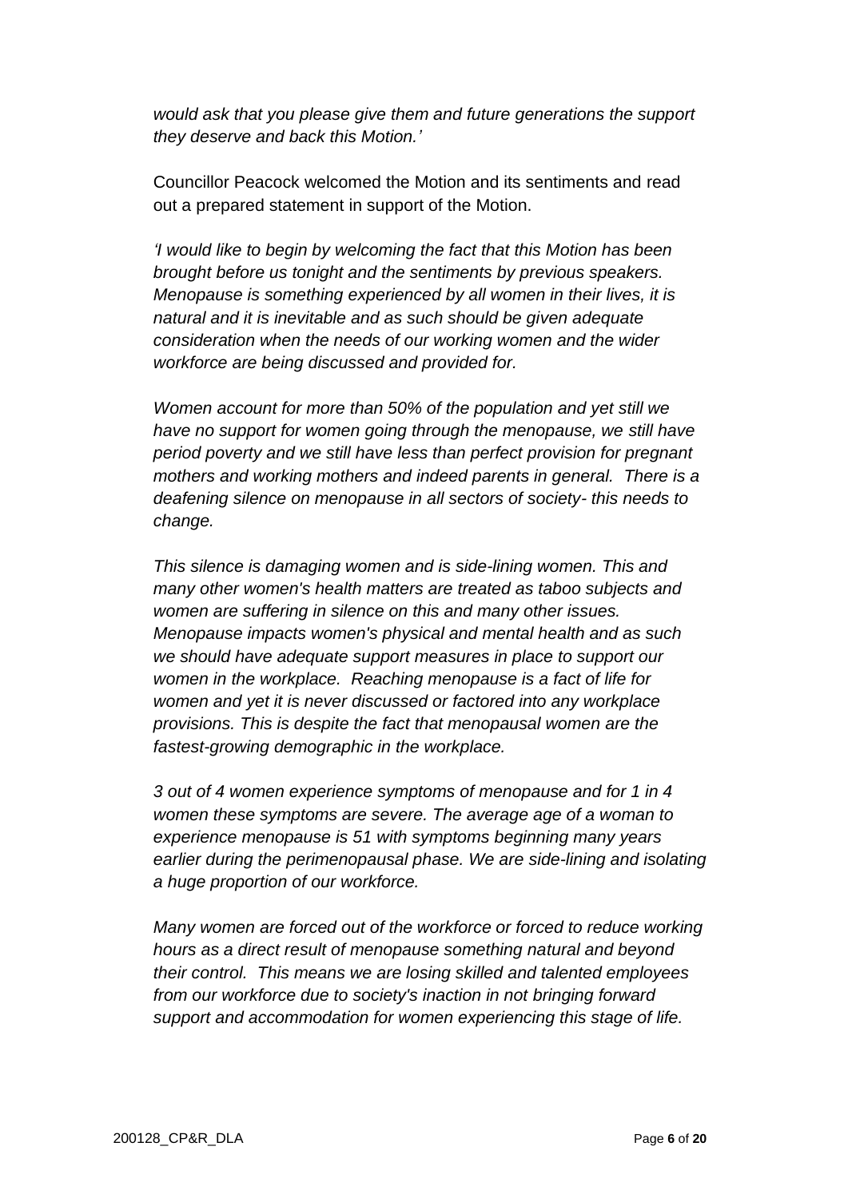*would ask that you please give them and future generations the support they deserve and back this Motion.'*

Councillor Peacock welcomed the Motion and its sentiments and read out a prepared statement in support of the Motion.

*'I would like to begin by welcoming the fact that this Motion has been brought before us tonight and the sentiments by previous speakers. Menopause is something experienced by all women in their lives, it is natural and it is inevitable and as such should be given adequate consideration when the needs of our working women and the wider workforce are being discussed and provided for.*

*Women account for more than 50% of the population and yet still we have no support for women going through the menopause, we still have period poverty and we still have less than perfect provision for pregnant mothers and working mothers and indeed parents in general. There is a deafening silence on menopause in all sectors of society- this needs to change.*

*This silence is damaging women and is side-lining women. This and many other women's health matters are treated as taboo subjects and women are suffering in silence on this and many other issues. Menopause impacts women's physical and mental health and as such we should have adequate support measures in place to support our women in the workplace. Reaching menopause is a fact of life for women and yet it is never discussed or factored into any workplace provisions. This is despite the fact that menopausal women are the fastest-growing demographic in the workplace.*

*3 out of 4 women experience symptoms of menopause and for 1 in 4 women these symptoms are severe. The average age of a woman to experience menopause is 51 with symptoms beginning many years earlier during the perimenopausal phase. We are side-lining and isolating a huge proportion of our workforce.*

*Many women are forced out of the workforce or forced to reduce working hours as a direct result of menopause something natural and beyond their control. This means we are losing skilled and talented employees from our workforce due to society's inaction in not bringing forward support and accommodation for women experiencing this stage of life.*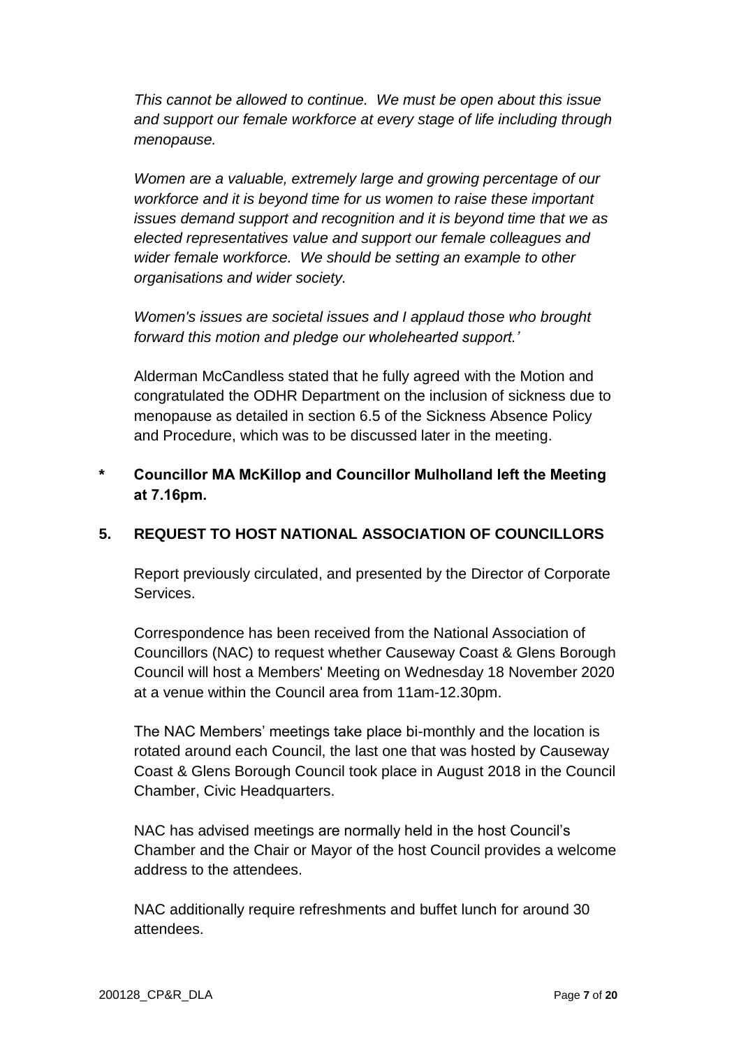*This cannot be allowed to continue. We must be open about this issue and support our female workforce at every stage of life including through menopause.*

*Women are a valuable, extremely large and growing percentage of our workforce and it is beyond time for us women to raise these important issues demand support and recognition and it is beyond time that we as elected representatives value and support our female colleagues and wider female workforce. We should be setting an example to other organisations and wider society.*

*Women's issues are societal issues and I applaud those who brought forward this motion and pledge our wholehearted support.'*

Alderman McCandless stated that he fully agreed with the Motion and congratulated the ODHR Department on the inclusion of sickness due to menopause as detailed in section 6.5 of the Sickness Absence Policy and Procedure, which was to be discussed later in the meeting.

**\* Councillor MA McKillop and Councillor Mulholland left the Meeting at 7.16pm.**

## 5. REQUEST TO HOST NATIONAL ASSOCIATION OF COUNCILLORS

Report previously circulated, and presented by the Director of Corporate Services.

Correspondence has been received from the National Association of Councillors (NAC) to request whether Causeway Coast & Glens Borough Council will host a Members' Meeting on Wednesday 18 November 2020 at a venue within the Council area from 11am-12.30pm.

The NAC Members' meetings take place bi-monthly and the location is rotated around each Council, the last one that was hosted by Causeway Coast & Glens Borough Council took place in August 2018 in the Council Chamber, Civic Headquarters.

NAC has advised meetings are normally held in the host Council's Chamber and the Chair or Mayor of the host Council provides a welcome address to the attendees.

NAC additionally require refreshments and buffet lunch for around 30 attendees.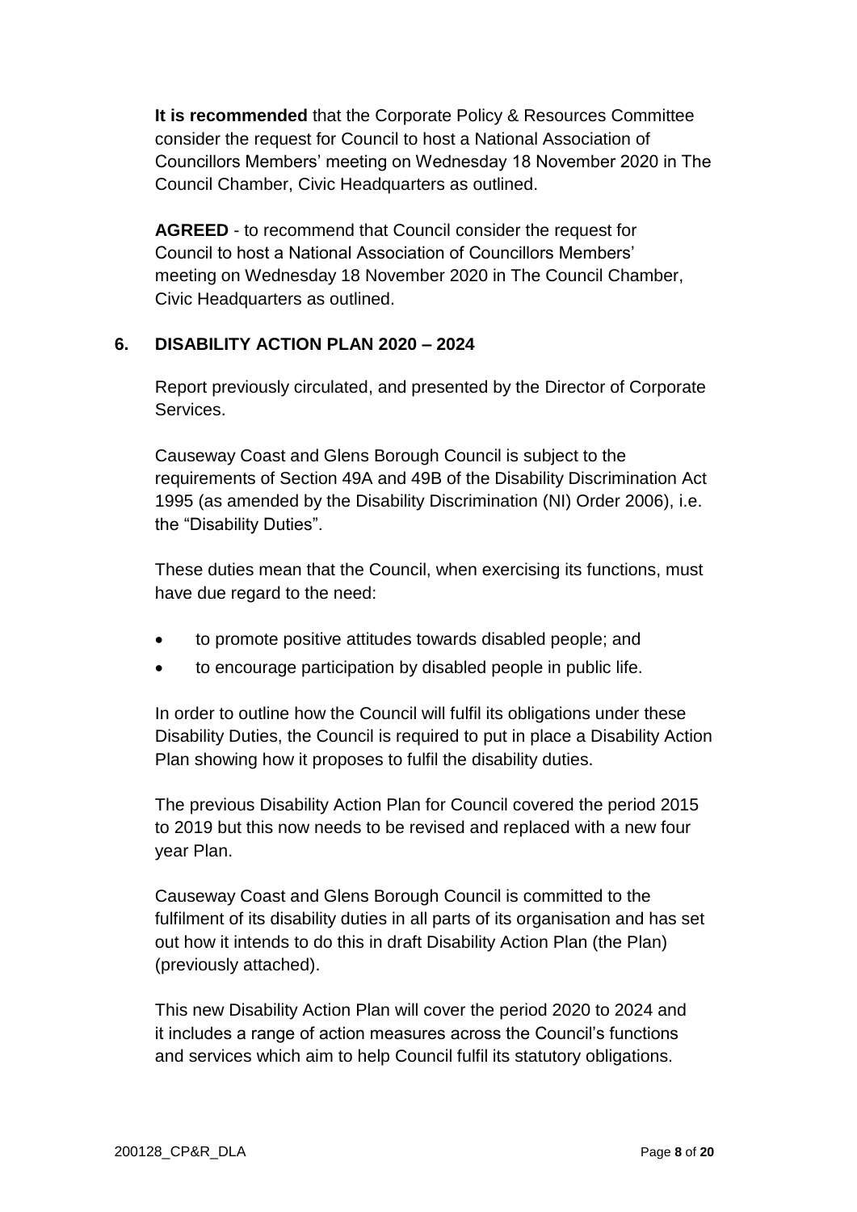**It is recommended** that the Corporate Policy & Resources Committee consider the request for Council to host a National Association of Councillors Members' meeting on Wednesday 18 November 2020 in The Council Chamber, Civic Headquarters as outlined.

**AGREED** - to recommend that Council consider the request for Council to host a National Association of Councillors Members' meeting on Wednesday 18 November 2020 in The Council Chamber, Civic Headquarters as outlined.

## 6. DISABILITY ACTION PLAN 2020 – 2024

Report previously circulated, and presented by the Director of Corporate Services.

Causeway Coast and Glens Borough Council is subject to the requirements of Section 49A and 49B of the Disability Discrimination Act 1995 (as amended by the Disability Discrimination (NI) Order 2006), i.e. the "Disability Duties".

These duties mean that the Council, when exercising its functions, must have due regard to the need:

- to promote positive attitudes towards disabled people; and
- to encourage participation by disabled people in public life.

In order to outline how the Council will fulfil its obligations under these Disability Duties, the Council is required to put in place a Disability Action Plan showing how it proposes to fulfil the disability duties.

The previous Disability Action Plan for Council covered the period 2015 to 2019 but this now needs to be revised and replaced with a new four year Plan.

Causeway Coast and Glens Borough Council is committed to the fulfilment of its disability duties in all parts of its organisation and has set out how it intends to do this in draft Disability Action Plan (the Plan) (previously attached).

This new Disability Action Plan will cover the period 2020 to 2024 and it includes a range of action measures across the Council's functions and services which aim to help Council fulfil its statutory obligations.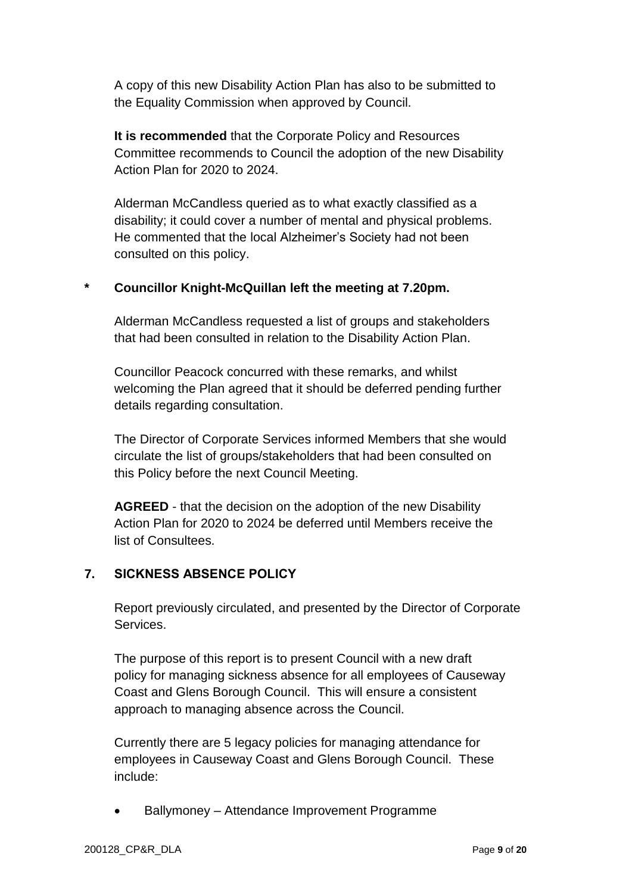A copy of this new Disability Action Plan has also to be submitted to the Equality Commission when approved by Council.

**It is recommended** that the Corporate Policy and Resources Committee recommends to Council the adoption of the new Disability Action Plan for 2020 to 2024.

Alderman McCandless queried as to what exactly classified as a disability; it could cover a number of mental and physical problems. He commented that the local Alzheimer's Society had not been consulted on this policy.

**\* Councillor Knight-McQuillan left the meeting at 7.20pm.**

Alderman McCandless requested a list of groups and stakeholders that had been consulted in relation to the Disability Action Plan.

Councillor Peacock concurred with these remarks, and whilst welcoming the Plan agreed that it should be deferred pending further details regarding consultation.

The Director of Corporate Services informed Members that she would circulate the list of groups/stakeholders that had been consulted on this Policy before the next Council Meeting.

**AGREED** - that the decision on the adoption of the new Disability Action Plan for 2020 to 2024 be deferred until Members receive the list of Consultees.

## 7. SICKNESS ABSENCE POLICY

Report previously circulated, and presented by the Director of Corporate Services.

The purpose of this report is to present Council with a new draft policy for managing sickness absence for all employees of Causeway Coast and Glens Borough Council. This will ensure a consistent approach to managing absence across the Council.

Currently there are 5 legacy policies for managing attendance for employees in Causeway Coast and Glens Borough Council. These include:

- Ballymoney – Attendance Improvement Programme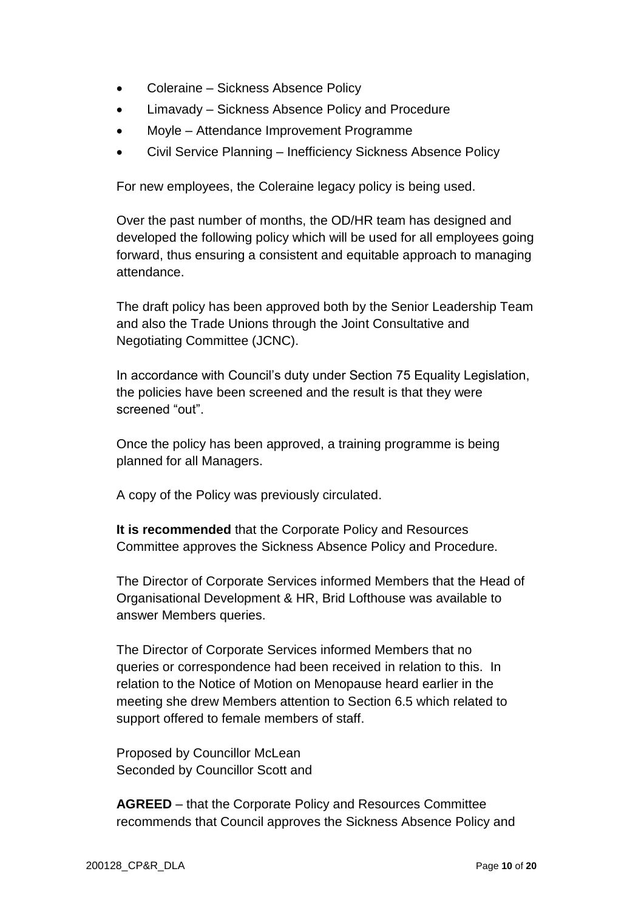- Coleraine – Sickness Absence Policy
- Limavady – Sickness Absence Policy and Procedure
- Moyle – Attendance Improvement Programme
- Civil Service Planning – Inefficiency Sickness Absence Policy

For new employees, the Coleraine legacy policy is being used.

Over the past number of months, the OD/HR team has designed and developed the following policy which will be used for all employees going forward, thus ensuring a consistent and equitable approach to managing attendance.

The draft policy has been approved both by the Senior Leadership Team and also the Trade Unions through the Joint Consultative and Negotiating Committee (JCNC).

In accordance with Council's duty under Section 75 Equality Legislation, the policies have been screened and the result is that they were screened "out".

Once the policy has been approved, a training programme is being planned for all Managers.

A copy of the Policy was previously circulated.

**It is recommended** that the Corporate Policy and Resources Committee approves the Sickness Absence Policy and Procedure.

The Director of Corporate Services informed Members that the Head of Organisational Development & HR, Brid Lofthouse was available to answer Members queries.

The Director of Corporate Services informed Members that no queries or correspondence had been received in relation to this. In relation to the Notice of Motion on Menopause heard earlier in the meeting she drew Members attention to Section 6.5 which related to support offered to female members of staff.

Proposed by Councillor McLean
Seconded by Councillor Scott and

**AGREED** – that the Corporate Policy and Resources Committee recommends that Council approves the Sickness Absence Policy and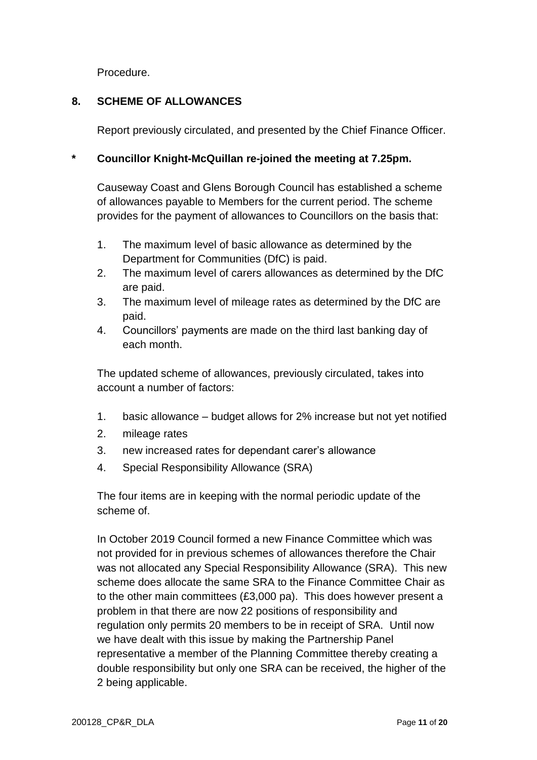Procedure.

## 8. SCHEME OF ALLOWANCES

Report previously circulated, and presented by the Chief Finance Officer.

**\* Councillor Knight-McQuillan re-joined the meeting at 7.25pm.**

Causeway Coast and Glens Borough Council has established a scheme of allowances payable to Members for the current period. The scheme provides for the payment of allowances to Councillors on the basis that:

1. The maximum level of basic allowance as determined by the Department for Communities (DfC) is paid.
2. The maximum level of carers allowances as determined by the DfC are paid.
3. The maximum level of mileage rates as determined by the DfC are paid.
4. Councillors' payments are made on the third last banking day of each month.

The updated scheme of allowances, previously circulated, takes into account a number of factors:

1. basic allowance – budget allows for 2% increase but not yet notified
2. mileage rates
3. new increased rates for dependant carer's allowance
4. Special Responsibility Allowance (SRA)

The four items are in keeping with the normal periodic update of the scheme of.

In October 2019 Council formed a new Finance Committee which was not provided for in previous schemes of allowances therefore the Chair was not allocated any Special Responsibility Allowance (SRA). This new scheme does allocate the same SRA to the Finance Committee Chair as to the other main committees (£3,000 pa). This does however present a problem in that there are now 22 positions of responsibility and regulation only permits 20 members to be in receipt of SRA. Until now we have dealt with this issue by making the Partnership Panel representative a member of the Planning Committee thereby creating a double responsibility but only one SRA can be received, the higher of the 2 being applicable.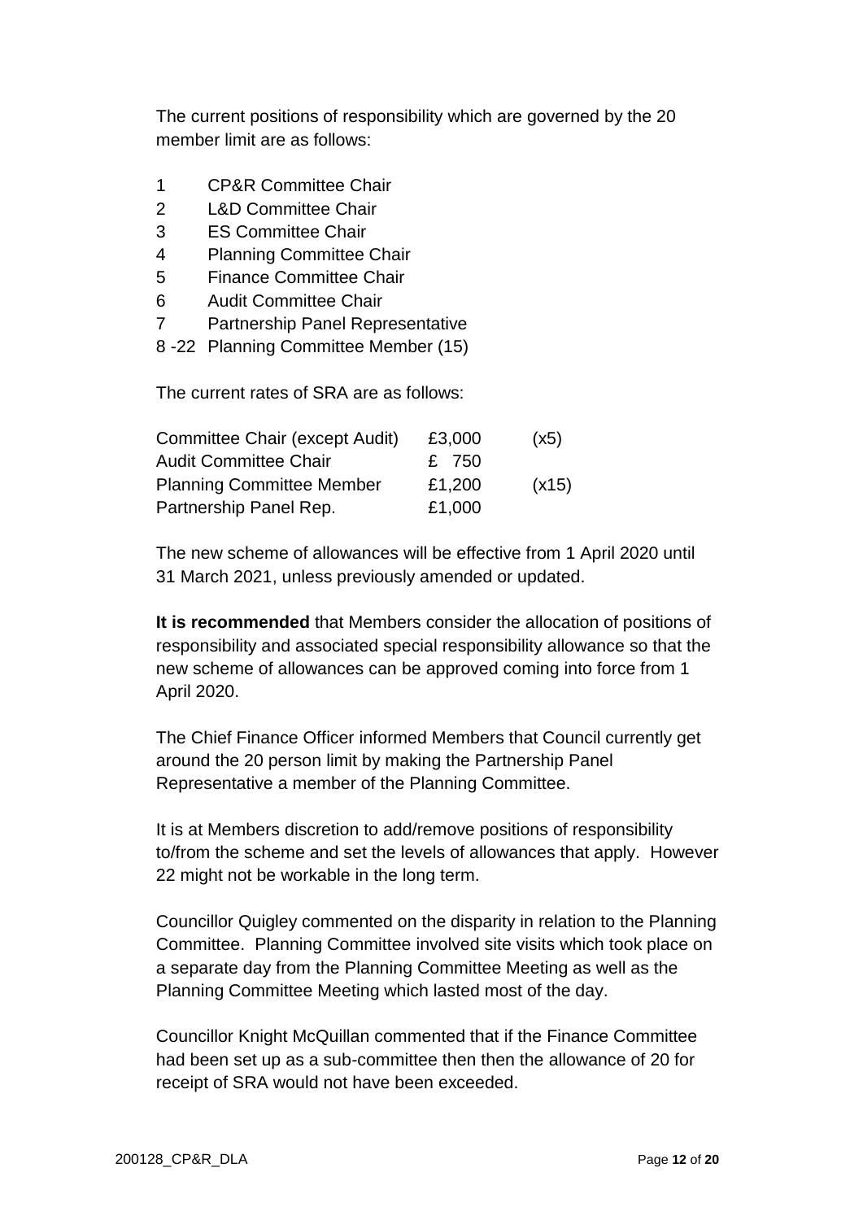The current positions of responsibility which are governed by the 20 member limit are as follows:

| | |
|---|---|
| 1 | CP&R Committee Chair |
| 2 | L&D Committee Chair |
| 3 | ES Committee Chair |
| 4 | Planning Committee Chair |
| 5 | Finance Committee Chair |
| 6 | Audit Committee Chair |
| 7 | Partnership Panel Representative |
| 8 -22 | Planning Committee Member (15) |

The current rates of SRA are as follows:

| | | |
|---|---|---|
| Committee Chair (except Audit) | £3,000 | (x5) |
| Audit Committee Chair | £ 750 | |
| Planning Committee Member | £1,200 | (x15) |
| Partnership Panel Rep. | £1,000 | |

The new scheme of allowances will be effective from 1 April 2020 until 31 March 2021, unless previously amended or updated.

**It is recommended** that Members consider the allocation of positions of responsibility and associated special responsibility allowance so that the new scheme of allowances can be approved coming into force from 1 April 2020.

The Chief Finance Officer informed Members that Council currently get around the 20 person limit by making the Partnership Panel Representative a member of the Planning Committee.

It is at Members discretion to add/remove positions of responsibility to/from the scheme and set the levels of allowances that apply. However 22 might not be workable in the long term.

Councillor Quigley commented on the disparity in relation to the Planning Committee. Planning Committee involved site visits which took place on a separate day from the Planning Committee Meeting as well as the Planning Committee Meeting which lasted most of the day.

Councillor Knight McQuillan commented that if the Finance Committee had been set up as a sub-committee then then the allowance of 20 for receipt of SRA would not have been exceeded.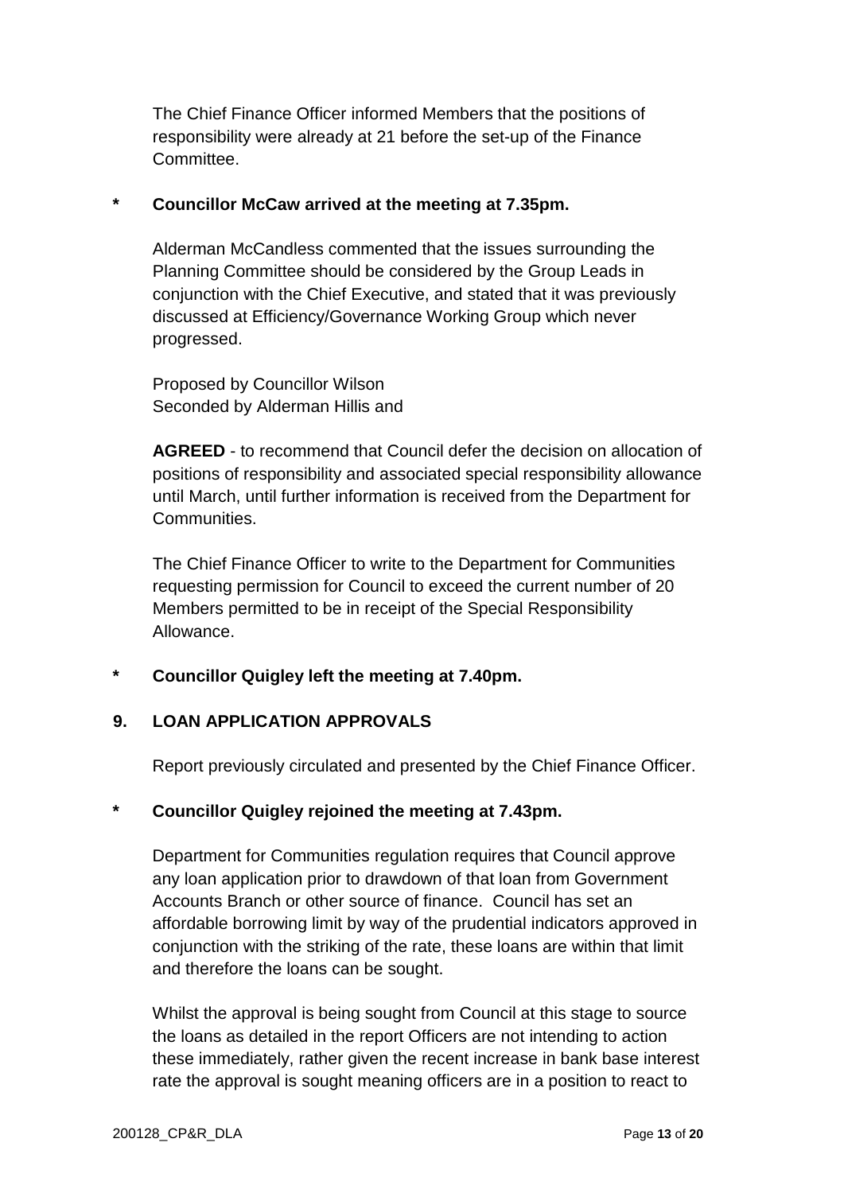The Chief Finance Officer informed Members that the positions of responsibility were already at 21 before the set-up of the Finance Committee.

**\* Councillor McCaw arrived at the meeting at 7.35pm.**

Alderman McCandless commented that the issues surrounding the Planning Committee should be considered by the Group Leads in conjunction with the Chief Executive, and stated that it was previously discussed at Efficiency/Governance Working Group which never progressed.

Proposed by Councillor Wilson
Seconded by Alderman Hillis and

**AGREED** - to recommend that Council defer the decision on allocation of positions of responsibility and associated special responsibility allowance until March, until further information is received from the Department for Communities.

The Chief Finance Officer to write to the Department for Communities requesting permission for Council to exceed the current number of 20 Members permitted to be in receipt of the Special Responsibility Allowance.

**\* Councillor Quigley left the meeting at 7.40pm.**

## 9. LOAN APPLICATION APPROVALS

Report previously circulated and presented by the Chief Finance Officer.

**\* Councillor Quigley rejoined the meeting at 7.43pm.**

Department for Communities regulation requires that Council approve any loan application prior to drawdown of that loan from Government Accounts Branch or other source of finance. Council has set an affordable borrowing limit by way of the prudential indicators approved in conjunction with the striking of the rate, these loans are within that limit and therefore the loans can be sought.

Whilst the approval is being sought from Council at this stage to source the loans as detailed in the report Officers are not intending to action these immediately, rather given the recent increase in bank base interest rate the approval is sought meaning officers are in a position to react to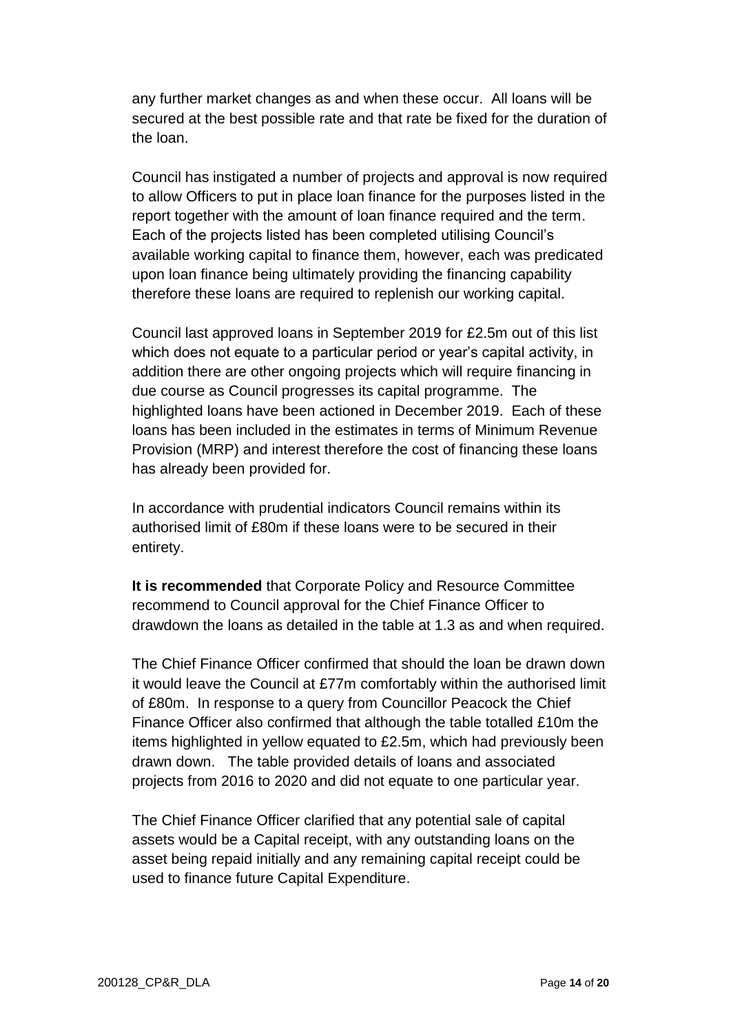any further market changes as and when these occur. All loans will be secured at the best possible rate and that rate be fixed for the duration of the loan.

Council has instigated a number of projects and approval is now required to allow Officers to put in place loan finance for the purposes listed in the report together with the amount of loan finance required and the term. Each of the projects listed has been completed utilising Council's available working capital to finance them, however, each was predicated upon loan finance being ultimately providing the financing capability therefore these loans are required to replenish our working capital.

Council last approved loans in September 2019 for £2.5m out of this list which does not equate to a particular period or year's capital activity, in addition there are other ongoing projects which will require financing in due course as Council progresses its capital programme. The highlighted loans have been actioned in December 2019. Each of these loans has been included in the estimates in terms of Minimum Revenue Provision (MRP) and interest therefore the cost of financing these loans has already been provided for.

In accordance with prudential indicators Council remains within its authorised limit of £80m if these loans were to be secured in their entirety.

**It is recommended** that Corporate Policy and Resource Committee recommend to Council approval for the Chief Finance Officer to drawdown the loans as detailed in the table at 1.3 as and when required.

The Chief Finance Officer confirmed that should the loan be drawn down it would leave the Council at £77m comfortably within the authorised limit of £80m. In response to a query from Councillor Peacock the Chief Finance Officer also confirmed that although the table totalled £10m the items highlighted in yellow equated to £2.5m, which had previously been drawn down. The table provided details of loans and associated projects from 2016 to 2020 and did not equate to one particular year.

The Chief Finance Officer clarified that any potential sale of capital assets would be a Capital receipt, with any outstanding loans on the asset being repaid initially and any remaining capital receipt could be used to finance future Capital Expenditure.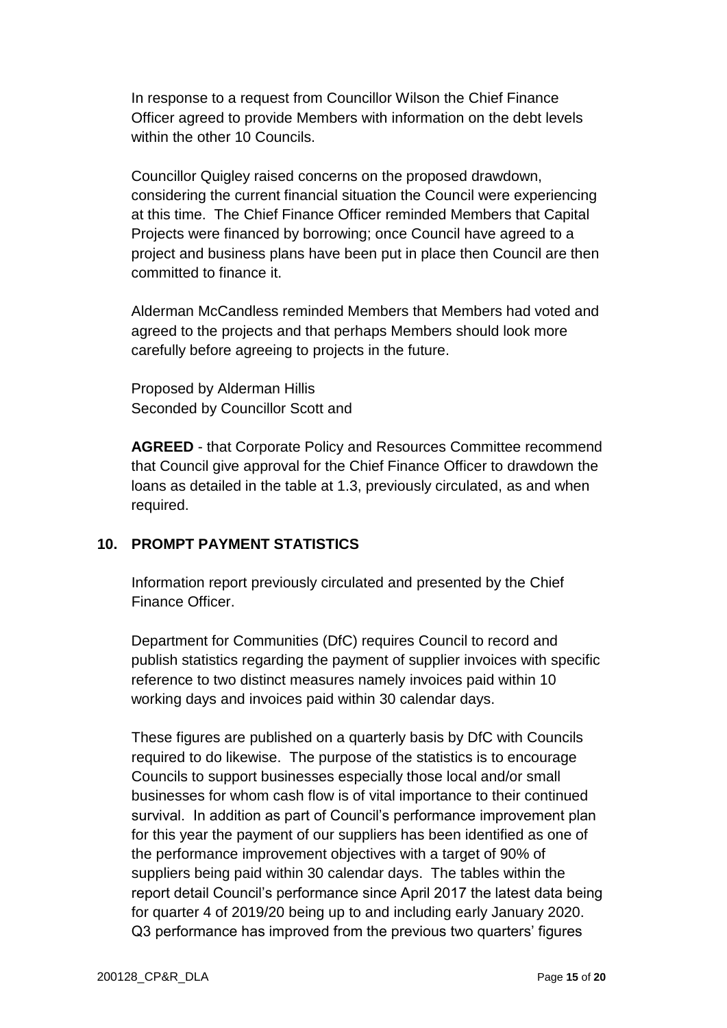In response to a request from Councillor Wilson the Chief Finance Officer agreed to provide Members with information on the debt levels within the other 10 Councils.

Councillor Quigley raised concerns on the proposed drawdown, considering the current financial situation the Council were experiencing at this time. The Chief Finance Officer reminded Members that Capital Projects were financed by borrowing; once Council have agreed to a project and business plans have been put in place then Council are then committed to finance it.

Alderman McCandless reminded Members that Members had voted and agreed to the projects and that perhaps Members should look more carefully before agreeing to projects in the future.

Proposed by Alderman Hillis
Seconded by Councillor Scott and

**AGREED** - that Corporate Policy and Resources Committee recommend that Council give approval for the Chief Finance Officer to drawdown the loans as detailed in the table at 1.3, previously circulated, as and when required.

## 10. PROMPT PAYMENT STATISTICS

Information report previously circulated and presented by the Chief Finance Officer.

Department for Communities (DfC) requires Council to record and publish statistics regarding the payment of supplier invoices with specific reference to two distinct measures namely invoices paid within 10 working days and invoices paid within 30 calendar days.

These figures are published on a quarterly basis by DfC with Councils required to do likewise. The purpose of the statistics is to encourage Councils to support businesses especially those local and/or small businesses for whom cash flow is of vital importance to their continued survival. In addition as part of Council's performance improvement plan for this year the payment of our suppliers has been identified as one of the performance improvement objectives with a target of 90% of suppliers being paid within 30 calendar days. The tables within the report detail Council's performance since April 2017 the latest data being for quarter 4 of 2019/20 being up to and including early January 2020. Q3 performance has improved from the previous two quarters' figures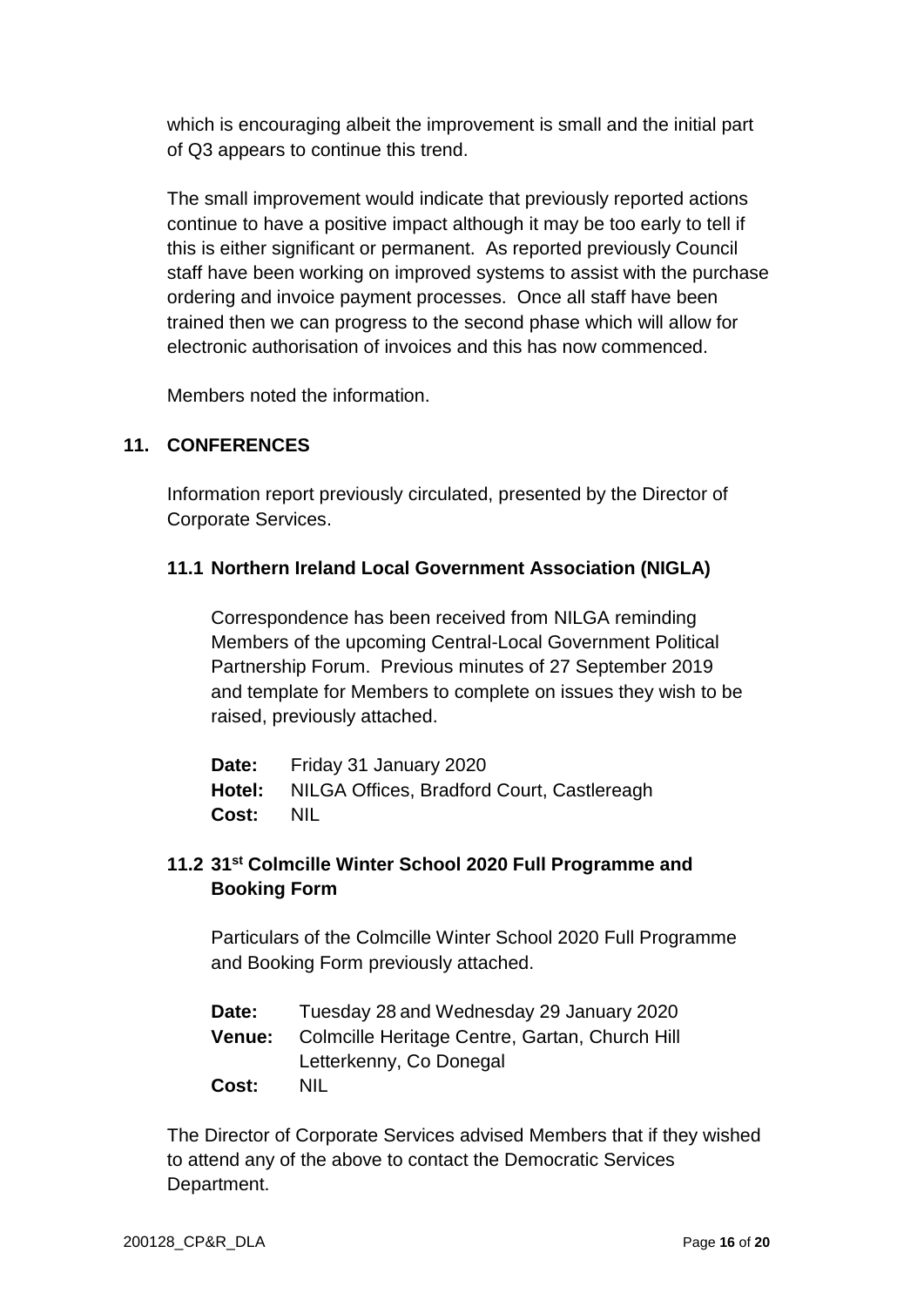which is encouraging albeit the improvement is small and the initial part of Q3 appears to continue this trend.

The small improvement would indicate that previously reported actions continue to have a positive impact although it may be too early to tell if this is either significant or permanent. As reported previously Council staff have been working on improved systems to assist with the purchase ordering and invoice payment processes. Once all staff have been trained then we can progress to the second phase which will allow for electronic authorisation of invoices and this has now commenced.

Members noted the information.

## 11. CONFERENCES

Information report previously circulated, presented by the Director of Corporate Services.

### 11.1 Northern Ireland Local Government Association (NIGLA)

Correspondence has been received from NILGA reminding Members of the upcoming Central-Local Government Political Partnership Forum. Previous minutes of 27 September 2019 and template for Members to complete on issues they wish to be raised, previously attached.

**Date:** Friday 31 January 2020
**Hotel:** NILGA Offices, Bradford Court, Castlereagh
**Cost:** NIL

### 11.2 31st Colmcille Winter School 2020 Full Programme and Booking Form

Particulars of the Colmcille Winter School 2020 Full Programme and Booking Form previously attached.

**Date:** Tuesday 28 and Wednesday 29 January 2020
**Venue:** Colmcille Heritage Centre, Gartan, Church Hill Letterkenny, Co Donegal
**Cost:** NIL

The Director of Corporate Services advised Members that if they wished to attend any of the above to contact the Democratic Services Department.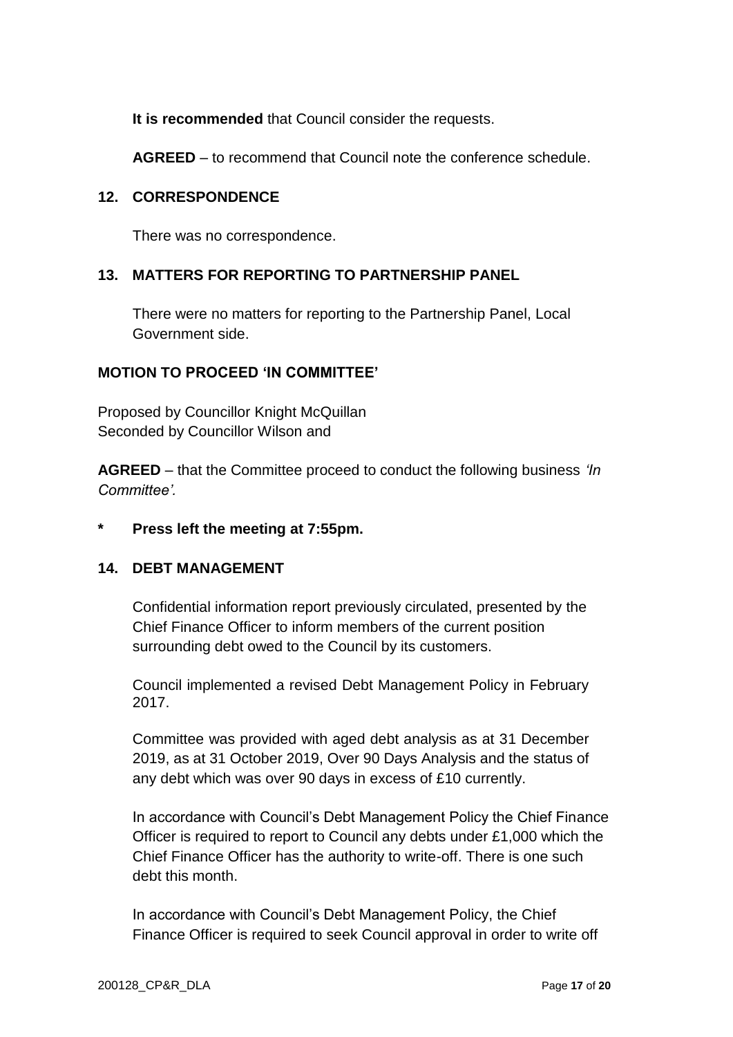**It is recommended** that Council consider the requests.

**AGREED** – to recommend that Council note the conference schedule.

## 12. CORRESPONDENCE

There was no correspondence.

## 13. MATTERS FOR REPORTING TO PARTNERSHIP PANEL

There were no matters for reporting to the Partnership Panel, Local Government side.

## MOTION TO PROCEED 'IN COMMITTEE'

Proposed by Councillor Knight McQuillan
Seconded by Councillor Wilson and

**AGREED** – that the Committee proceed to conduct the following business *'In Committee'.*

**\* Press left the meeting at 7:55pm.**

## 14. DEBT MANAGEMENT

Confidential information report previously circulated, presented by the Chief Finance Officer to inform members of the current position surrounding debt owed to the Council by its customers.

Council implemented a revised Debt Management Policy in February 2017.

Committee was provided with aged debt analysis as at 31 December 2019, as at 31 October 2019, Over 90 Days Analysis and the status of any debt which was over 90 days in excess of £10 currently.

In accordance with Council's Debt Management Policy the Chief Finance Officer is required to report to Council any debts under £1,000 which the Chief Finance Officer has the authority to write-off. There is one such debt this month.

In accordance with Council's Debt Management Policy, the Chief Finance Officer is required to seek Council approval in order to write off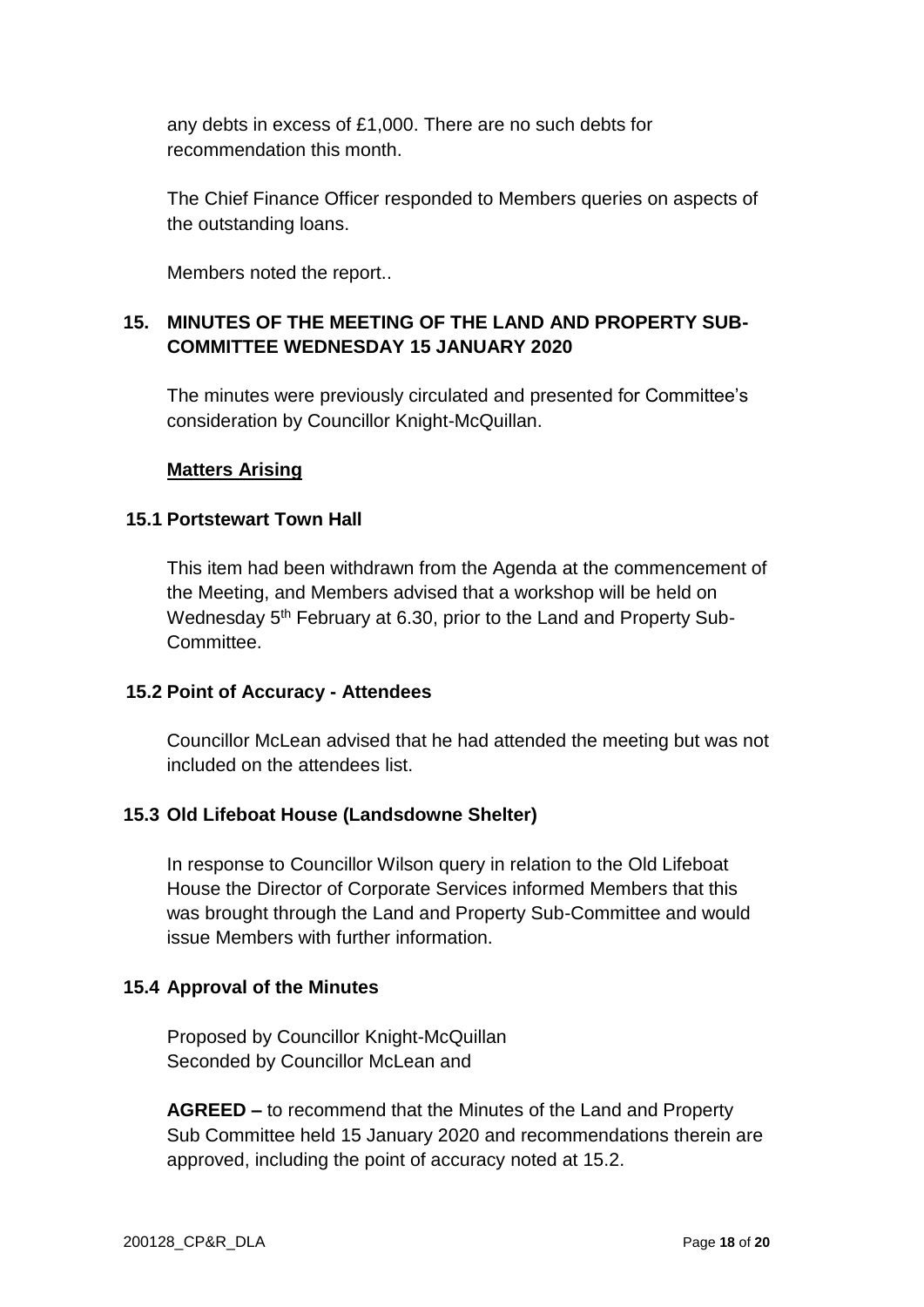any debts in excess of £1,000. There are no such debts for recommendation this month.

The Chief Finance Officer responded to Members queries on aspects of the outstanding loans.

Members noted the report..

## 15. MINUTES OF THE MEETING OF THE LAND AND PROPERTY SUB-COMMITTEE WEDNESDAY 15 JANUARY 2020

The minutes were previously circulated and presented for Committee's consideration by Councillor Knight-McQuillan.

**Matters Arising**

### 15.1 Portstewart Town Hall

This item had been withdrawn from the Agenda at the commencement of the Meeting, and Members advised that a workshop will be held on Wednesday 5th February at 6.30, prior to the Land and Property Sub-Committee.

### 15.2 Point of Accuracy - Attendees

Councillor McLean advised that he had attended the meeting but was not included on the attendees list.

### 15.3 Old Lifeboat House (Landsdowne Shelter)

In response to Councillor Wilson query in relation to the Old Lifeboat House the Director of Corporate Services informed Members that this was brought through the Land and Property Sub-Committee and would issue Members with further information.

### 15.4 Approval of the Minutes

Proposed by Councillor Knight-McQuillan
Seconded by Councillor McLean and

**AGREED –** to recommend that the Minutes of the Land and Property Sub Committee held 15 January 2020 and recommendations therein are approved, including the point of accuracy noted at 15.2.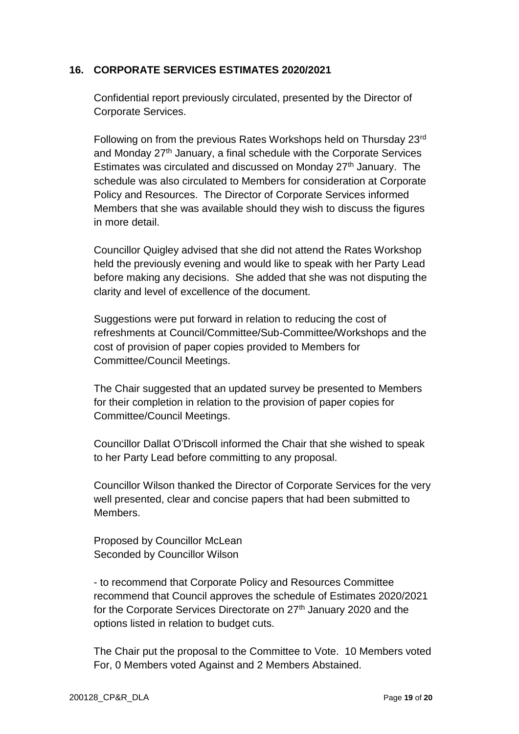## 16. CORPORATE SERVICES ESTIMATES 2020/2021

Confidential report previously circulated, presented by the Director of Corporate Services.

Following on from the previous Rates Workshops held on Thursday 23rd and Monday 27th January, a final schedule with the Corporate Services Estimates was circulated and discussed on Monday 27th January. The schedule was also circulated to Members for consideration at Corporate Policy and Resources. The Director of Corporate Services informed Members that she was available should they wish to discuss the figures in more detail.

Councillor Quigley advised that she did not attend the Rates Workshop held the previously evening and would like to speak with her Party Lead before making any decisions. She added that she was not disputing the clarity and level of excellence of the document.

Suggestions were put forward in relation to reducing the cost of refreshments at Council/Committee/Sub-Committee/Workshops and the cost of provision of paper copies provided to Members for Committee/Council Meetings.

The Chair suggested that an updated survey be presented to Members for their completion in relation to the provision of paper copies for Committee/Council Meetings.

Councillor Dallat O'Driscoll informed the Chair that she wished to speak to her Party Lead before committing to any proposal.

Councillor Wilson thanked the Director of Corporate Services for the very well presented, clear and concise papers that had been submitted to Members.

Proposed by Councillor McLean
Seconded by Councillor Wilson

- to recommend that Corporate Policy and Resources Committee recommend that Council approves the schedule of Estimates 2020/2021 for the Corporate Services Directorate on 27th January 2020 and the options listed in relation to budget cuts.

The Chair put the proposal to the Committee to Vote. 10 Members voted For, 0 Members voted Against and 2 Members Abstained.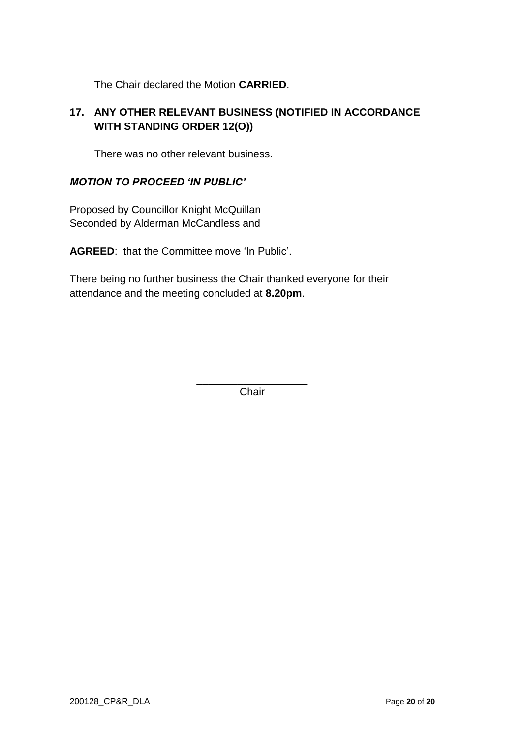The Chair declared the Motion **CARRIED**.

## 17. ANY OTHER RELEVANT BUSINESS (NOTIFIED IN ACCORDANCE WITH STANDING ORDER 12(O))

There was no other relevant business.

***MOTION TO PROCEED 'IN PUBLIC'***

Proposed by Councillor Knight McQuillan
Seconded by Alderman McCandless and

**AGREED**: that the Committee move 'In Public'.

There being no further business the Chair thanked everyone for their attendance and the meeting concluded at **8.20pm**.

\_\_\_\_\_\_\_\_\_\_\_\_\_\_\_\_\_\_
Chair